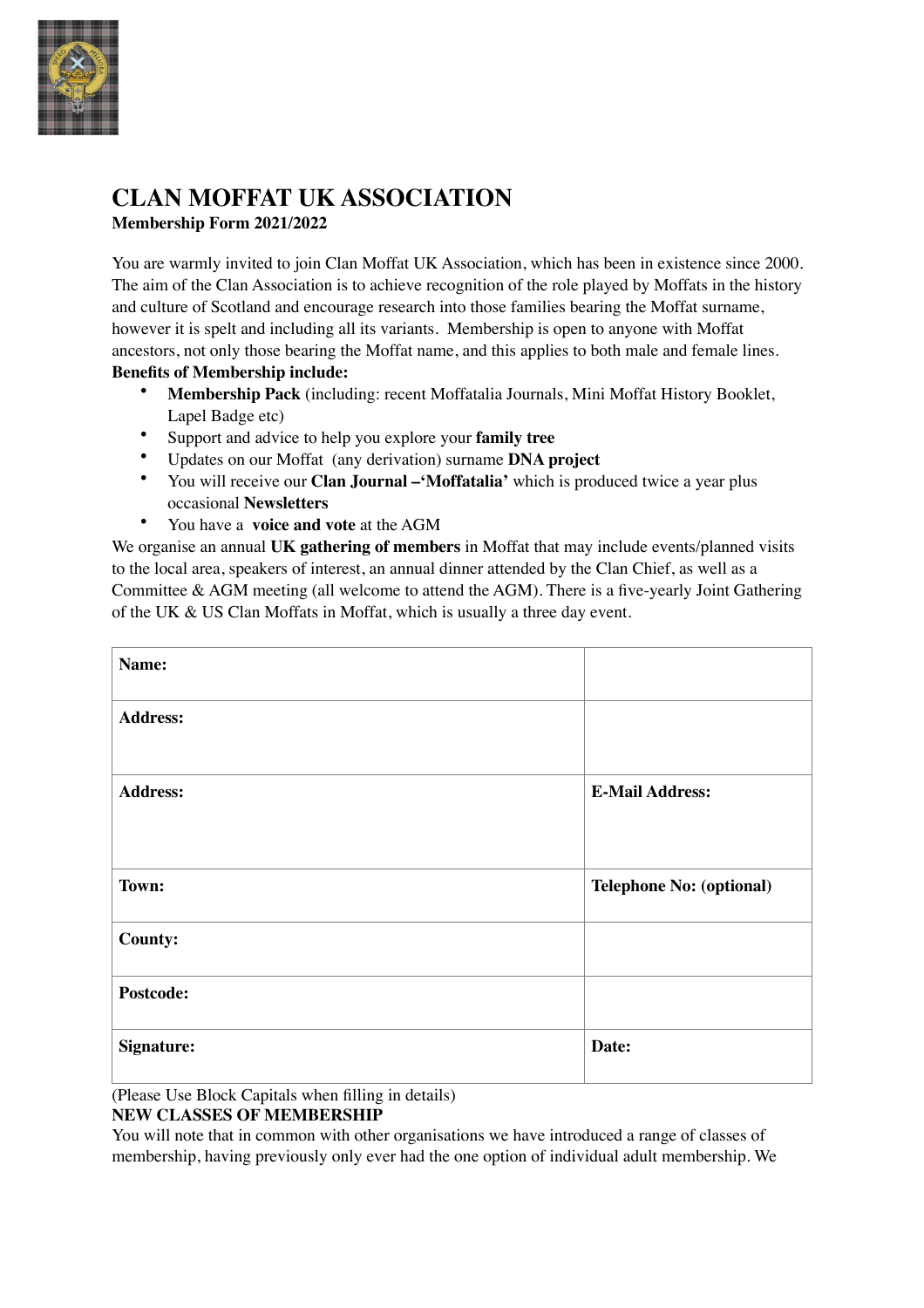# CLAN MOFFAT UK ASSOCIATION

**Membership Form 2021/2022**

You are warmly invited to join Clan Moffat UK Association, which has been in existence since 2000. The aim of the Clan Association is to achieve recognition of the role played by Moffats in the history and culture of Scotland and encourage research into those families bearing the Moffat surname, however it is spelt and including all its variants. Membership is open to anyone with Moffat ancestors, not only those bearing the Moffat name, and this applies to both male and female lines.

**Benefits of Membership include:**

- **Membership Pack** (including: recent Moffatalia Journals, Mini Moffat History Booklet, Lapel Badge etc)
- Support and advice to help you explore your **family tree**
- Updates on our Moffat (any derivation) surname **DNA project**
- You will receive our **Clan Journal –'Moffatalia'** which is produced twice a year plus occasional **Newsletters**
- You have a **voice and vote** at the AGM

We organise an annual **UK gathering of members** in Moffat that may include events/planned visits to the local area, speakers of interest, an annual dinner attended by the Clan Chief, as well as a Committee & AGM meeting (all welcome to attend the AGM). There is a five-yearly Joint Gathering of the UK & US Clan Moffats in Moffat, which is usually a three day event.

| **Name:** | |
|---|---|
| **Address:** | |
| **Address:** | **E-Mail Address:** |
| **Town:** | **Telephone No: (optional)** |
| **County:** | |
| **Postcode:** | |
| **Signature:** | **Date:** |

(Please Use Block Capitals when filling in details)

**NEW CLASSES OF MEMBERSHIP**

You will note that in common with other organisations we have introduced a range of classes of membership, having previously only ever had the one option of individual adult membership. We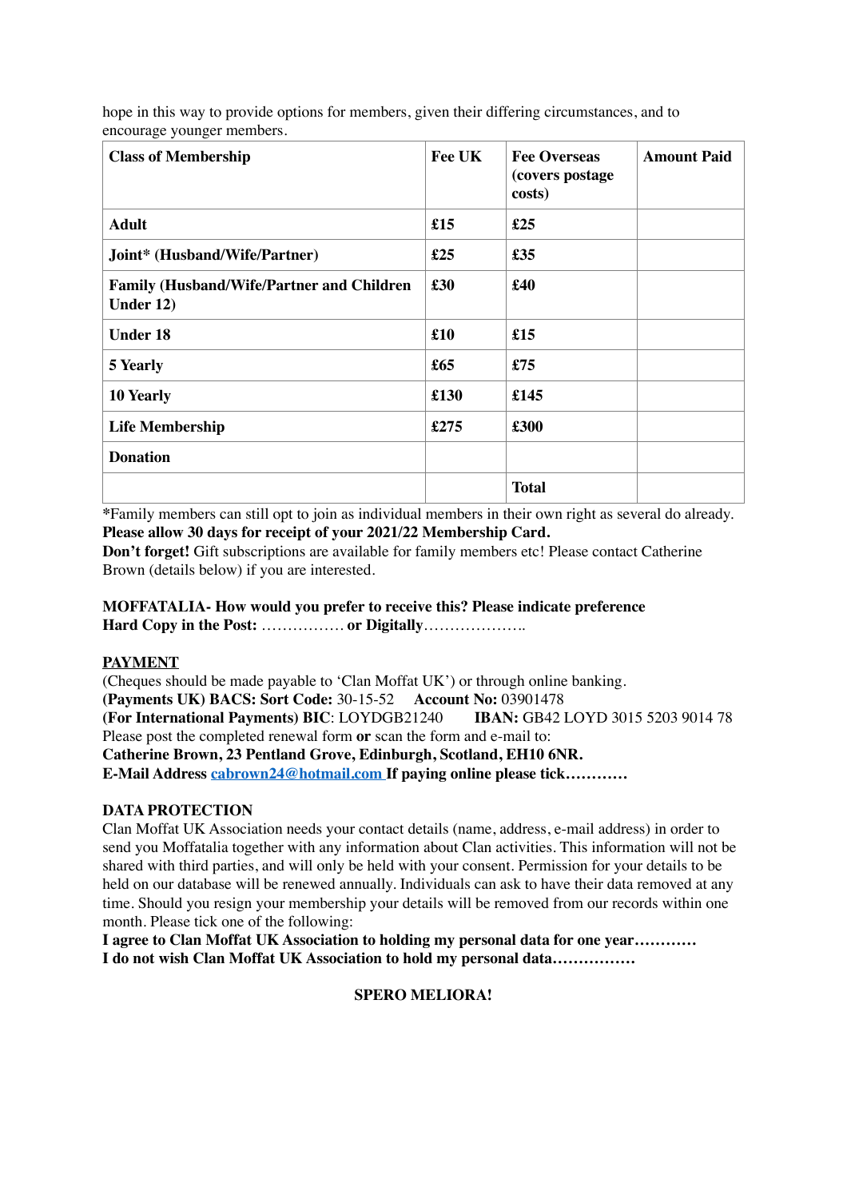hope in this way to provide options for members, given their differing circumstances, and to encourage younger members.

| **Class of Membership** | **Fee UK** | **Fee Overseas (covers postage costs)** | **Amount Paid** |
|---|---|---|---|
| **Adult** | **£15** | **£25** | |
| **Joint* (Husband/Wife/Partner)** | **£25** | **£35** | |
| **Family (Husband/Wife/Partner and Children Under 12)** | **£30** | **£40** | |
| **Under 18** | **£10** | **£15** | |
| **5 Yearly** | **£65** | **£75** | |
| **10 Yearly** | **£130** | **£145** | |
| **Life Membership** | **£275** | **£300** | |
| **Donation** | | | |
| | | **Total** | |

*Family members can still opt to join as individual members in their own right as several do already.
**Please allow 30 days for receipt of your 2021/22 Membership Card.**
**Don't forget!** Gift subscriptions are available for family members etc! Please contact Catherine Brown (details below) if you are interested.

**MOFFATALIA- How would you prefer to receive this? Please indicate preference**
**Hard Copy in the Post:** ……………. **or Digitally**………………..

## PAYMENT

(Cheques should be made payable to 'Clan Moffat UK') or through online banking.
**(Payments UK) BACS: Sort Code:** 30-15-52 **Account No:** 03901478
**(For International Payments) BIC**: LOYDGB21240 **IBAN:** GB42 LOYD 3015 5203 9014 78
Please post the completed renewal form **or** scan the form and e-mail to:
**Catherine Brown, 23 Pentland Grove, Edinburgh, Scotland, EH10 6NR.**
**E-Mail Address** cabrown24@hotmail.com **If paying online please tick…………**

## DATA PROTECTION

Clan Moffat UK Association needs your contact details (name, address, e-mail address) in order to send you Moffatalia together with any information about Clan activities. This information will not be shared with third parties, and will only be held with your consent. Permission for your details to be held on our database will be renewed annually. Individuals can ask to have their data removed at any time. Should you resign your membership your details will be removed from our records within one month. Please tick one of the following:
**I agree to Clan Moffat UK Association to holding my personal data for one year…………**
**I do not wish Clan Moffat UK Association to hold my personal data…………….**

**SPERO MELIORA!**